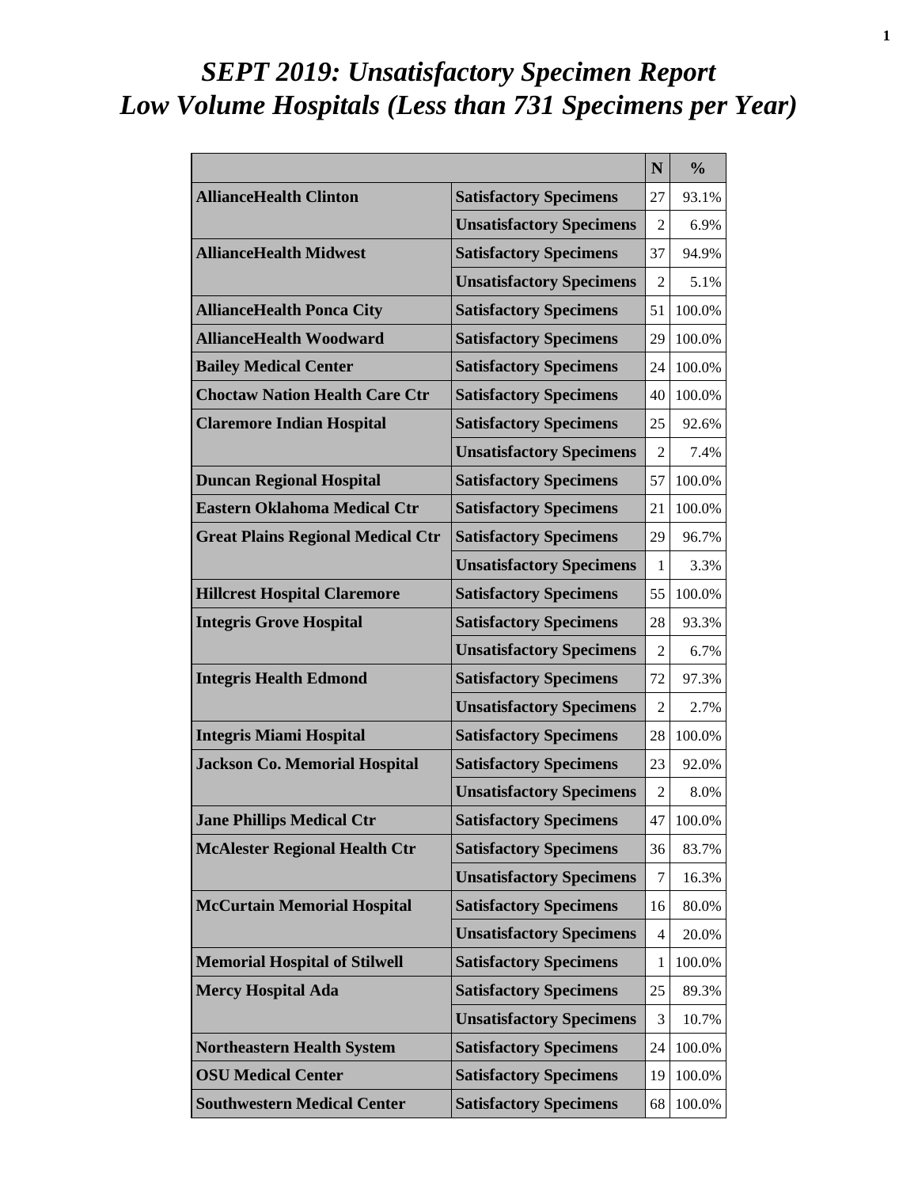# *SEPT 2019: Unsatisfactory Specimen Report*
# *Low Volume Hospitals (Less than 731 Specimens per Year)*

| | | N | % |
|---|---|---|---|
| **AllianceHealth Clinton** | **Satisfactory Specimens** | 27 | 93.1% |
| | **Unsatisfactory Specimens** | 2 | 6.9% |
| **AllianceHealth Midwest** | **Satisfactory Specimens** | 37 | 94.9% |
| | **Unsatisfactory Specimens** | 2 | 5.1% |
| **AllianceHealth Ponca City** | **Satisfactory Specimens** | 51 | 100.0% |
| **AllianceHealth Woodward** | **Satisfactory Specimens** | 29 | 100.0% |
| **Bailey Medical Center** | **Satisfactory Specimens** | 24 | 100.0% |
| **Choctaw Nation Health Care Ctr** | **Satisfactory Specimens** | 40 | 100.0% |
| **Claremore Indian Hospital** | **Satisfactory Specimens** | 25 | 92.6% |
| | **Unsatisfactory Specimens** | 2 | 7.4% |
| **Duncan Regional Hospital** | **Satisfactory Specimens** | 57 | 100.0% |
| **Eastern Oklahoma Medical Ctr** | **Satisfactory Specimens** | 21 | 100.0% |
| **Great Plains Regional Medical Ctr** | **Satisfactory Specimens** | 29 | 96.7% |
| | **Unsatisfactory Specimens** | 1 | 3.3% |
| **Hillcrest Hospital Claremore** | **Satisfactory Specimens** | 55 | 100.0% |
| **Integris Grove Hospital** | **Satisfactory Specimens** | 28 | 93.3% |
| | **Unsatisfactory Specimens** | 2 | 6.7% |
| **Integris Health Edmond** | **Satisfactory Specimens** | 72 | 97.3% |
| | **Unsatisfactory Specimens** | 2 | 2.7% |
| **Integris Miami Hospital** | **Satisfactory Specimens** | 28 | 100.0% |
| **Jackson Co. Memorial Hospital** | **Satisfactory Specimens** | 23 | 92.0% |
| | **Unsatisfactory Specimens** | 2 | 8.0% |
| **Jane Phillips Medical Ctr** | **Satisfactory Specimens** | 47 | 100.0% |
| **McAlester Regional Health Ctr** | **Satisfactory Specimens** | 36 | 83.7% |
| | **Unsatisfactory Specimens** | 7 | 16.3% |
| **McCurtain Memorial Hospital** | **Satisfactory Specimens** | 16 | 80.0% |
| | **Unsatisfactory Specimens** | 4 | 20.0% |
| **Memorial Hospital of Stilwell** | **Satisfactory Specimens** | 1 | 100.0% |
| **Mercy Hospital Ada** | **Satisfactory Specimens** | 25 | 89.3% |
| | **Unsatisfactory Specimens** | 3 | 10.7% |
| **Northeastern Health System** | **Satisfactory Specimens** | 24 | 100.0% |
| **OSU Medical Center** | **Satisfactory Specimens** | 19 | 100.0% |
| **Southwestern Medical Center** | **Satisfactory Specimens** | 68 | 100.0% |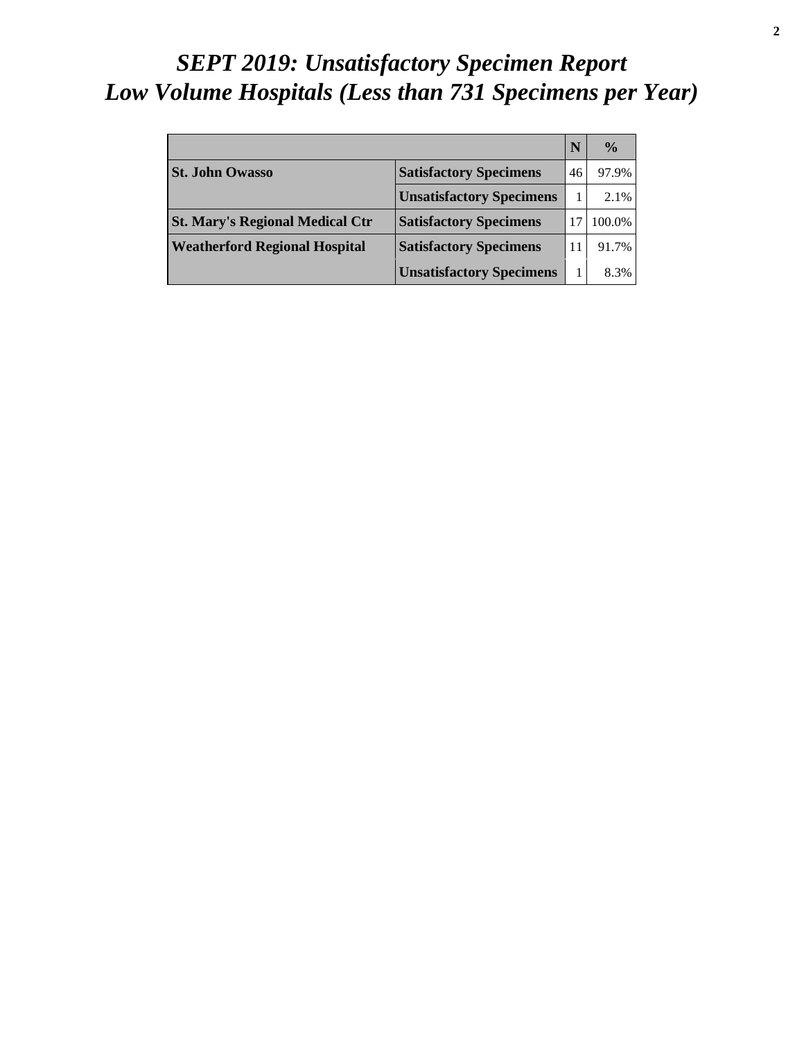# *SEPT 2019: Unsatisfactory Specimen Report*
# *Low Volume Hospitals (Less than 731 Specimens per Year)*

| | | N | % |
|---|---|---|---|
| **St. John Owasso** | **Satisfactory Specimens** | 46 | 97.9% |
| | **Unsatisfactory Specimens** | 1 | 2.1% |
| **St. Mary's Regional Medical Ctr** | **Satisfactory Specimens** | 17 | 100.0% |
| **Weatherford Regional Hospital** | **Satisfactory Specimens** | 11 | 91.7% |
| | **Unsatisfactory Specimens** | 1 | 8.3% |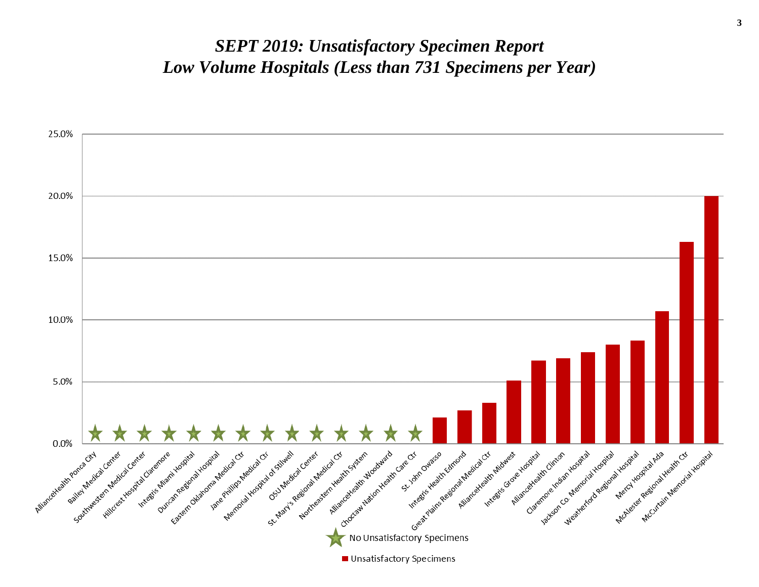# *SEPT 2019: Unsatisfactory Specimen Report*
# *Low Volume Hospitals (Less than 731 Specimens per Year)*

| Hospital | Unsatisfactory Specimens |
| --- | --- |
| AllianceHealth Ponca City | ★ |
| Bailey Medical Center | ★ |
| Southwestern Medical Center | ★ |
| Hillcrest Hospital Claremore | ★ |
| Integris Miami Hospital | ★ |
| Duncan Regional Hospital | ★ |
| Eastern Oklahoma Medical Ctr | ★ |
| Jane Phillips Medical Ctr | ★ |
| Memorial Hospital of Stilwell | ★ |
| OSU Medical Center | ★ |
| St. Mary's Regional Medical Ctr | ★ |
| Northeastern Health System | ★ |
| AllianceHealth Woodward | ★ |
| Choctaw Nation Health Care Ctr | ★ |
| St. John Owasso | ~2.1% |
| Integris Health Edmond | ~2.7% |
| Great Plains Regional Medical Ctr | ~3.3% |
| AllianceHealth Midwest | ~5.1% |
| Integris Grove Hospital | ~6.7% |
| AllianceHealth Clinton | ~6.9% |
| Claremore Indian Hospital | ~7.4% |
| Jackson Co. Memorial Hospital | ~8.0% |
| Weatherford Regional Hospital | ~8.3% |
| Mercy Hospital Ada | ~10.7% |
| McAlester Regional Health Ctr | ~16.3% |
| McCurtain Memorial Hospital | ~20.0% |

★ No Unsatisfactory Specimens

■ Unsatisfactory Specimens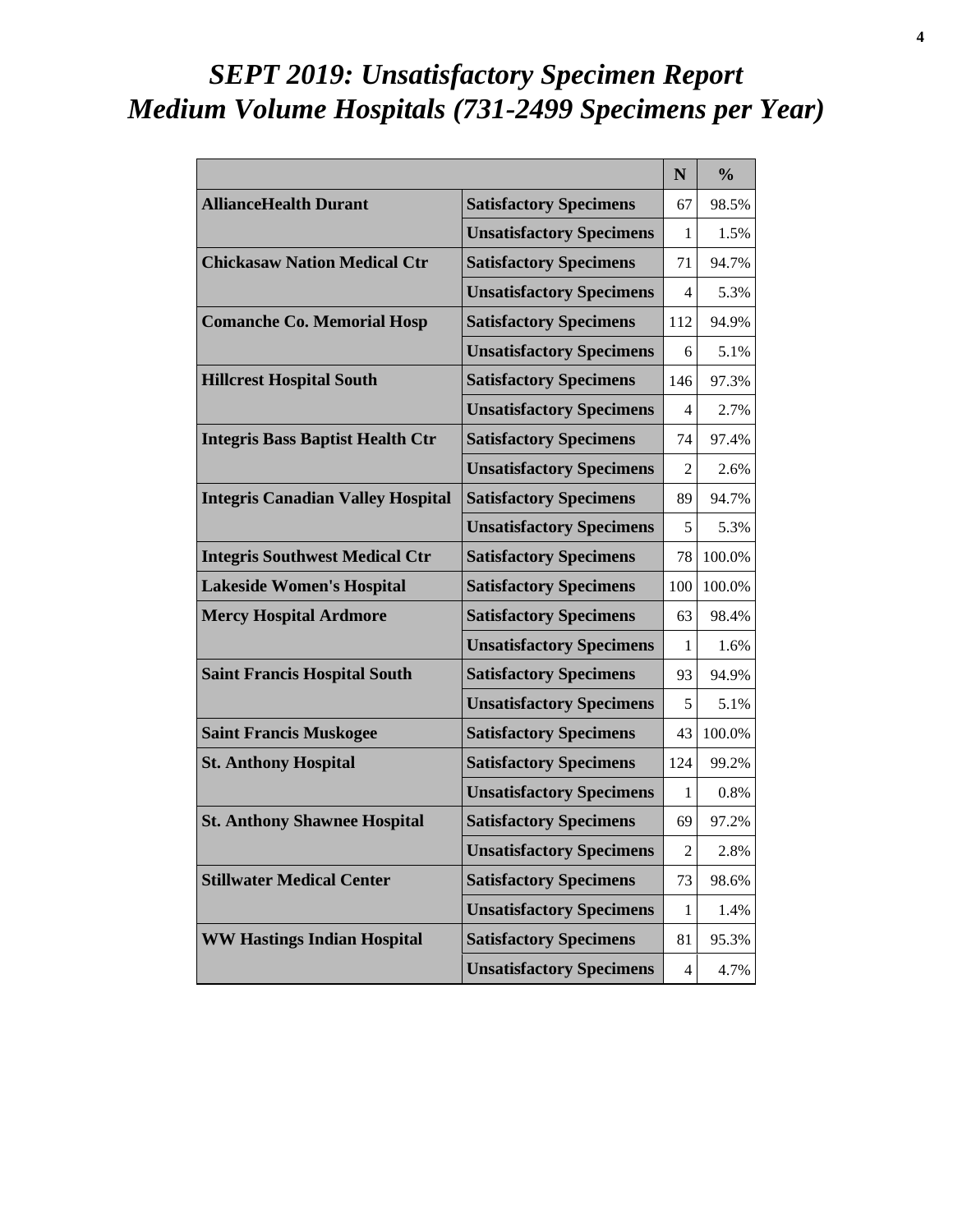# *SEPT 2019: Unsatisfactory Specimen Report*
# *Medium Volume Hospitals (731-2499 Specimens per Year)*

| | | N | % |
|---|---|---|---|
| **AllianceHealth Durant** | **Satisfactory Specimens** | 67 | 98.5% |
| | **Unsatisfactory Specimens** | 1 | 1.5% |
| **Chickasaw Nation Medical Ctr** | **Satisfactory Specimens** | 71 | 94.7% |
| | **Unsatisfactory Specimens** | 4 | 5.3% |
| **Comanche Co. Memorial Hosp** | **Satisfactory Specimens** | 112 | 94.9% |
| | **Unsatisfactory Specimens** | 6 | 5.1% |
| **Hillcrest Hospital South** | **Satisfactory Specimens** | 146 | 97.3% |
| | **Unsatisfactory Specimens** | 4 | 2.7% |
| **Integris Bass Baptist Health Ctr** | **Satisfactory Specimens** | 74 | 97.4% |
| | **Unsatisfactory Specimens** | 2 | 2.6% |
| **Integris Canadian Valley Hospital** | **Satisfactory Specimens** | 89 | 94.7% |
| | **Unsatisfactory Specimens** | 5 | 5.3% |
| **Integris Southwest Medical Ctr** | **Satisfactory Specimens** | 78 | 100.0% |
| **Lakeside Women's Hospital** | **Satisfactory Specimens** | 100 | 100.0% |
| **Mercy Hospital Ardmore** | **Satisfactory Specimens** | 63 | 98.4% |
| | **Unsatisfactory Specimens** | 1 | 1.6% |
| **Saint Francis Hospital South** | **Satisfactory Specimens** | 93 | 94.9% |
| | **Unsatisfactory Specimens** | 5 | 5.1% |
| **Saint Francis Muskogee** | **Satisfactory Specimens** | 43 | 100.0% |
| **St. Anthony Hospital** | **Satisfactory Specimens** | 124 | 99.2% |
| | **Unsatisfactory Specimens** | 1 | 0.8% |
| **St. Anthony Shawnee Hospital** | **Satisfactory Specimens** | 69 | 97.2% |
| | **Unsatisfactory Specimens** | 2 | 2.8% |
| **Stillwater Medical Center** | **Satisfactory Specimens** | 73 | 98.6% |
| | **Unsatisfactory Specimens** | 1 | 1.4% |
| **WW Hastings Indian Hospital** | **Satisfactory Specimens** | 81 | 95.3% |
| | **Unsatisfactory Specimens** | 4 | 4.7% |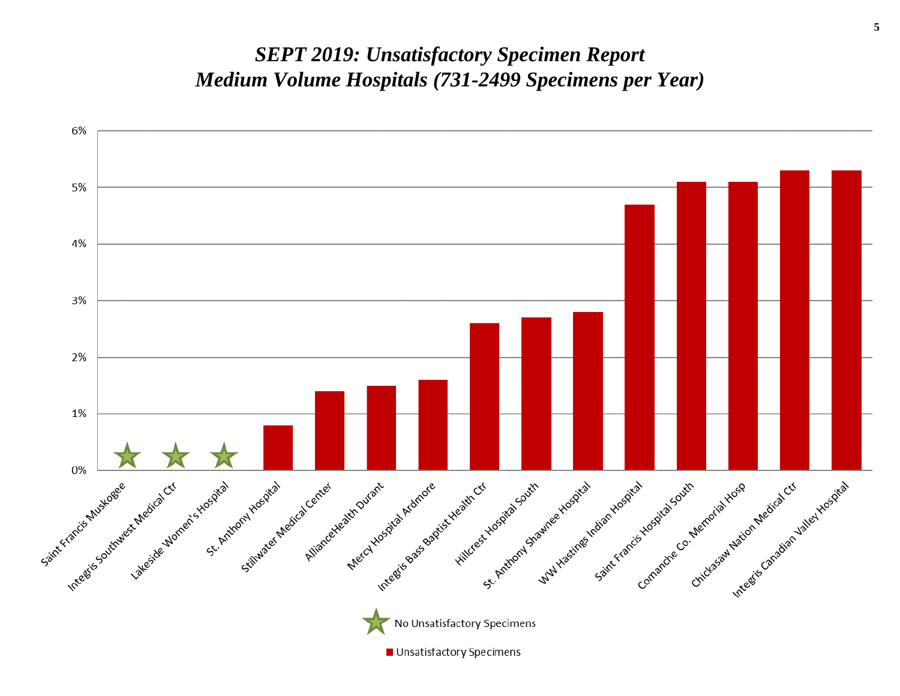# *SEPT 2019: Unsatisfactory Specimen Report*
# *Medium Volume Hospitals (731-2499 Specimens per Year)*

| Hospital | Unsatisfactory Specimens |
|---|---|
| Saint Francis Muskogee | No Unsatisfactory Specimens |
| Integris Southwest Medical Ctr | No Unsatisfactory Specimens |
| Lakeside Women's Hospital | No Unsatisfactory Specimens |
| St. Anthony Hospital | 0.8% |
| Stillwater Medical Center | 1.4% |
| AllianceHealth Durant | 1.5% |
| Mercy Hospital Ardmore | 1.6% |
| Integris Bass Baptist Health Ctr | 2.6% |
| Hillcrest Hospital South | 2.7% |
| St. Anthony Shawnee Hospital | 2.8% |
| WW Hastings Indian Hospital | 4.7% |
| Saint Francis Hospital South | 5.1% |
| Comanche Co. Memorial Hosp | 5.1% |
| Chickasaw Nation Medical Ctr | 5.3% |
| Integris Canadian Valley Hospital | 5.3% |

Legend: ★ No Unsatisfactory Specimens; ■ Unsatisfactory Specimens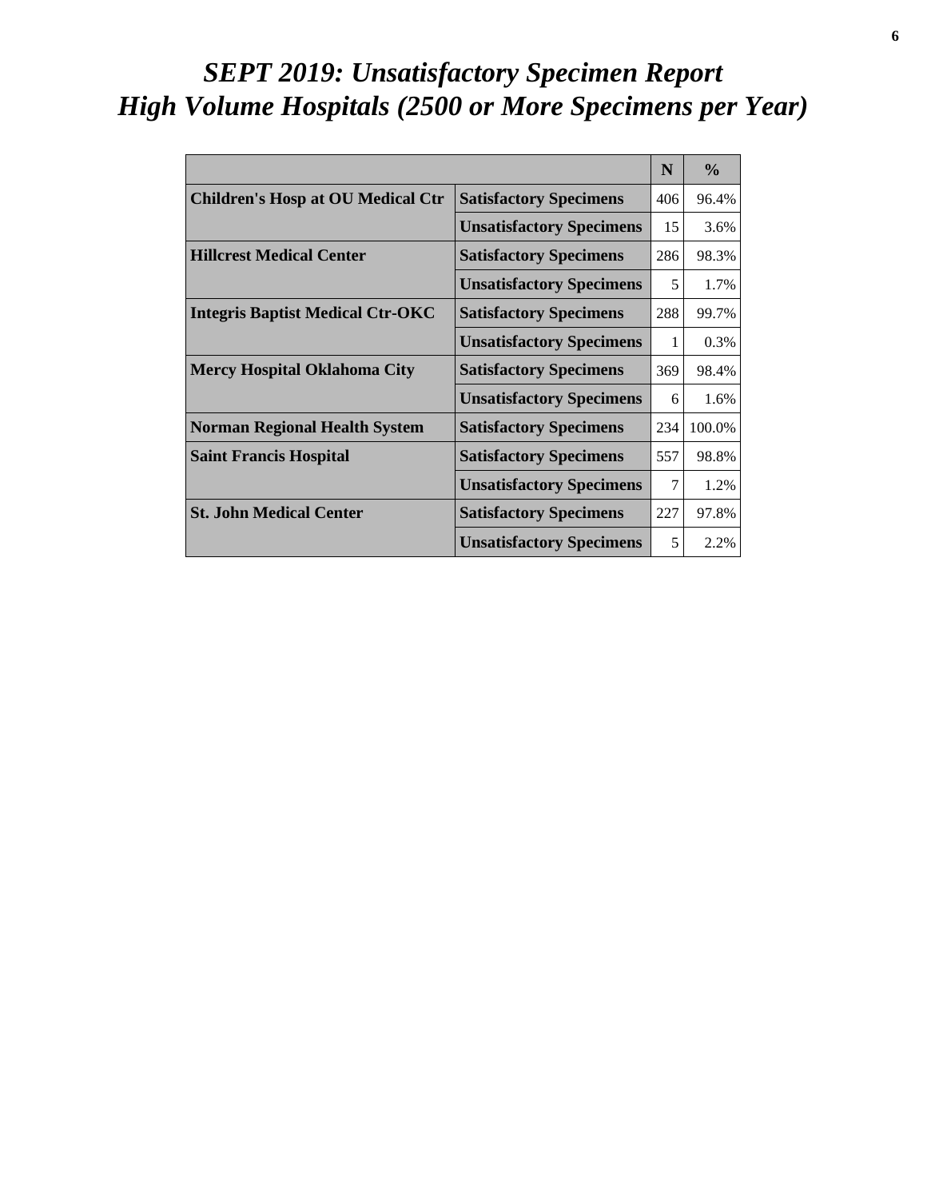# *SEPT 2019: Unsatisfactory Specimen Report*
# *High Volume Hospitals (2500 or More Specimens per Year)*

| | | N | % |
|---|---|---|---|
| **Children's Hosp at OU Medical Ctr** | **Satisfactory Specimens** | 406 | 96.4% |
| | **Unsatisfactory Specimens** | 15 | 3.6% |
| **Hillcrest Medical Center** | **Satisfactory Specimens** | 286 | 98.3% |
| | **Unsatisfactory Specimens** | 5 | 1.7% |
| **Integris Baptist Medical Ctr-OKC** | **Satisfactory Specimens** | 288 | 99.7% |
| | **Unsatisfactory Specimens** | 1 | 0.3% |
| **Mercy Hospital Oklahoma City** | **Satisfactory Specimens** | 369 | 98.4% |
| | **Unsatisfactory Specimens** | 6 | 1.6% |
| **Norman Regional Health System** | **Satisfactory Specimens** | 234 | 100.0% |
| **Saint Francis Hospital** | **Satisfactory Specimens** | 557 | 98.8% |
| | **Unsatisfactory Specimens** | 7 | 1.2% |
| **St. John Medical Center** | **Satisfactory Specimens** | 227 | 97.8% |
| | **Unsatisfactory Specimens** | 5 | 2.2% |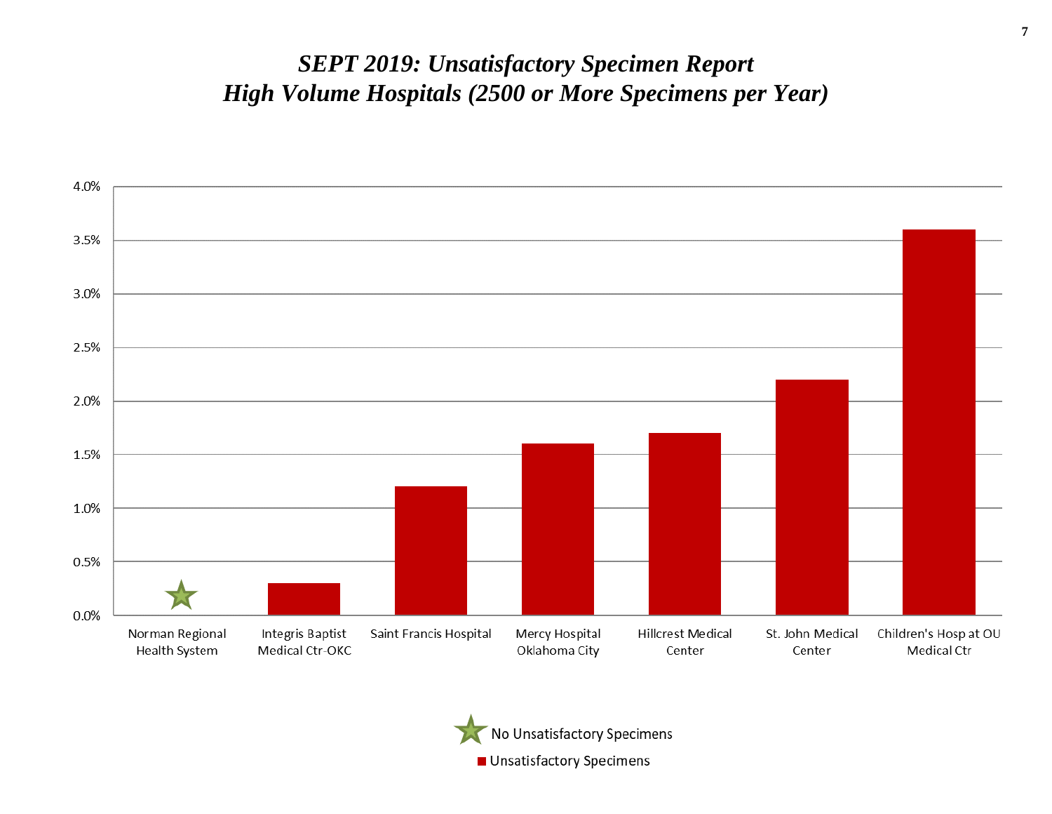# *SEPT 2019: Unsatisfactory Specimen Report*
# *High Volume Hospitals (2500 or More Specimens per Year)*

4.0%
3.5%
3.0%
2.5%
2.0%
1.5%
1.0%
0.5%
0.0%

Norman Regional Health System
Integris Baptist Medical Ctr-OKC
Saint Francis Hospital
Mercy Hospital Oklahoma City
Hillcrest Medical Center
St. John Medical Center
Children's Hosp at OU Medical Ctr

No Unsatisfactory Specimens
Unsatisfactory Specimens